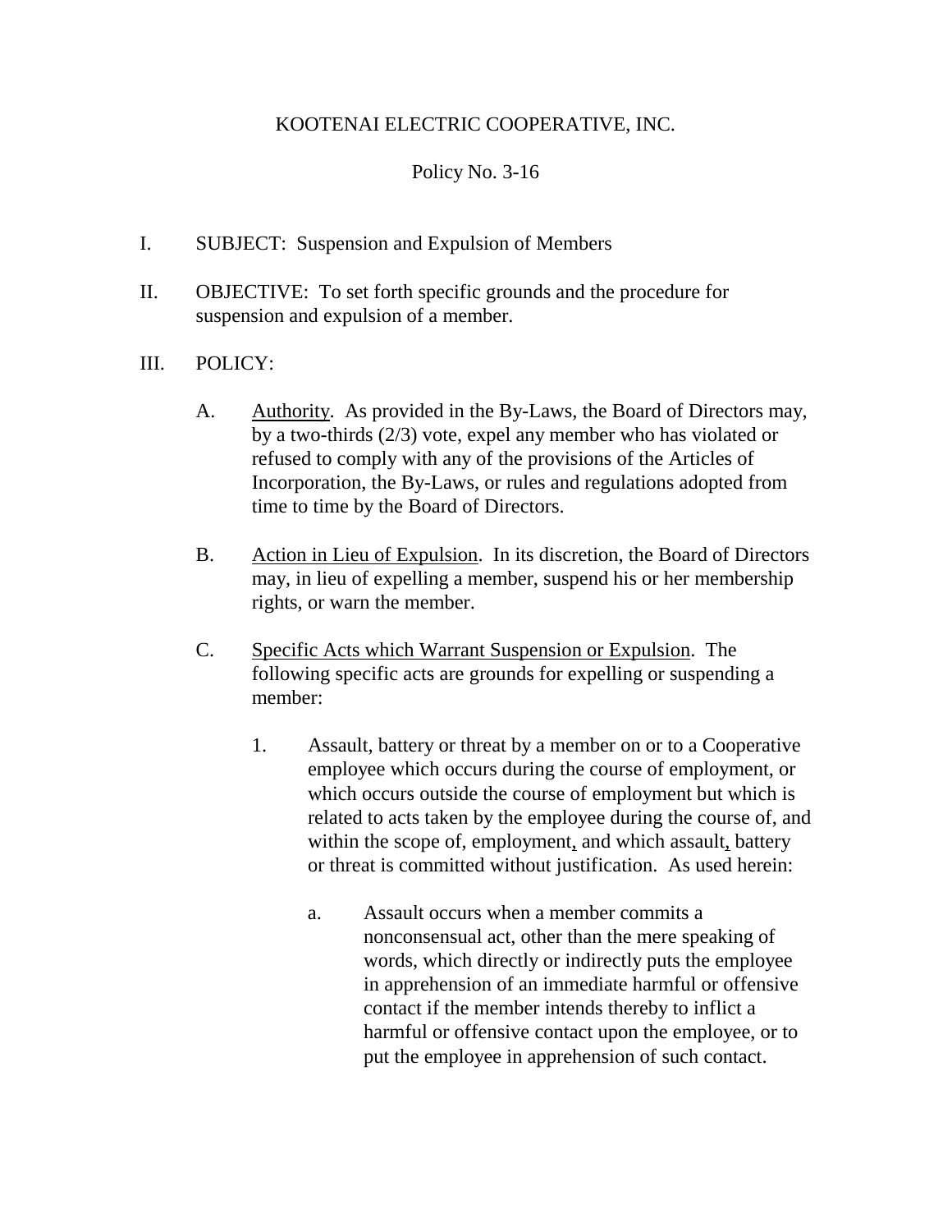KOOTENAI ELECTRIC COOPERATIVE, INC.

Policy No. 3-16

I. SUBJECT: Suspension and Expulsion of Members

II. OBJECTIVE: To set forth specific grounds and the procedure for suspension and expulsion of a member.

III. POLICY:

A. Authority. As provided in the By-Laws, the Board of Directors may, by a two-thirds (2/3) vote, expel any member who has violated or refused to comply with any of the provisions of the Articles of Incorporation, the By-Laws, or rules and regulations adopted from time to time by the Board of Directors.

B. Action in Lieu of Expulsion. In its discretion, the Board of Directors may, in lieu of expelling a member, suspend his or her membership rights, or warn the member.

C. Specific Acts which Warrant Suspension or Expulsion. The following specific acts are grounds for expelling or suspending a member:

1. Assault, battery or threat by a member on or to a Cooperative employee which occurs during the course of employment, or which occurs outside the course of employment but which is related to acts taken by the employee during the course of, and within the scope of, employment, and which assault, battery or threat is committed without justification. As used herein:

a. Assault occurs when a member commits a nonconsensual act, other than the mere speaking of words, which directly or indirectly puts the employee in apprehension of an immediate harmful or offensive contact if the member intends thereby to inflict a harmful or offensive contact upon the employee, or to put the employee in apprehension of such contact.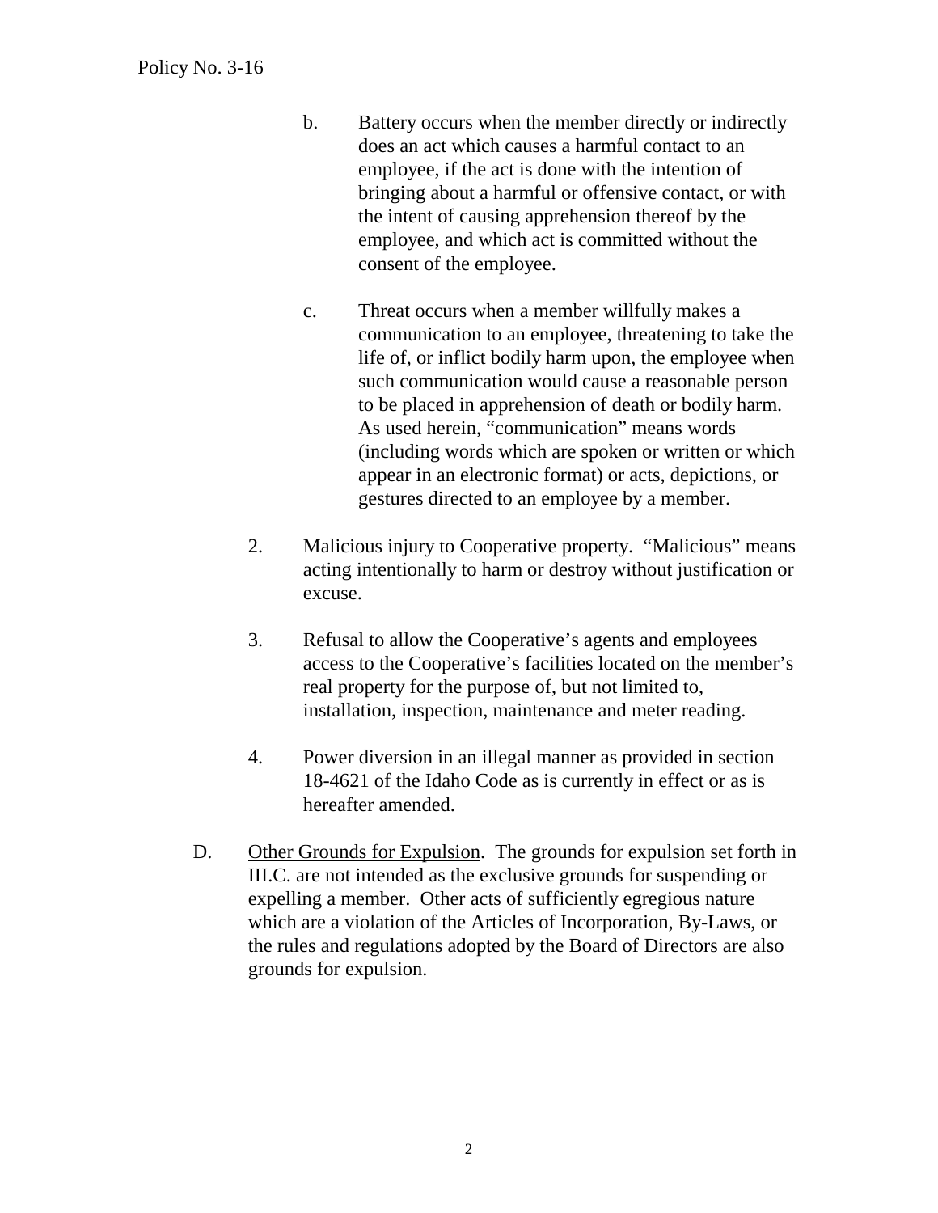b. Battery occurs when the member directly or indirectly does an act which causes a harmful contact to an employee, if the act is done with the intention of bringing about a harmful or offensive contact, or with the intent of causing apprehension thereof by the employee, and which act is committed without the consent of the employee.

c. Threat occurs when a member willfully makes a communication to an employee, threatening to take the life of, or inflict bodily harm upon, the employee when such communication would cause a reasonable person to be placed in apprehension of death or bodily harm. As used herein, "communication" means words (including words which are spoken or written or which appear in an electronic format) or acts, depictions, or gestures directed to an employee by a member.

2. Malicious injury to Cooperative property. "Malicious" means acting intentionally to harm or destroy without justification or excuse.

3. Refusal to allow the Cooperative's agents and employees access to the Cooperative's facilities located on the member's real property for the purpose of, but not limited to, installation, inspection, maintenance and meter reading.

4. Power diversion in an illegal manner as provided in section 18-4621 of the Idaho Code as is currently in effect or as is hereafter amended.

D. <u>Other Grounds for Expulsion</u>. The grounds for expulsion set forth in III.C. are not intended as the exclusive grounds for suspending or expelling a member. Other acts of sufficiently egregious nature which are a violation of the Articles of Incorporation, By-Laws, or the rules and regulations adopted by the Board of Directors are also grounds for expulsion.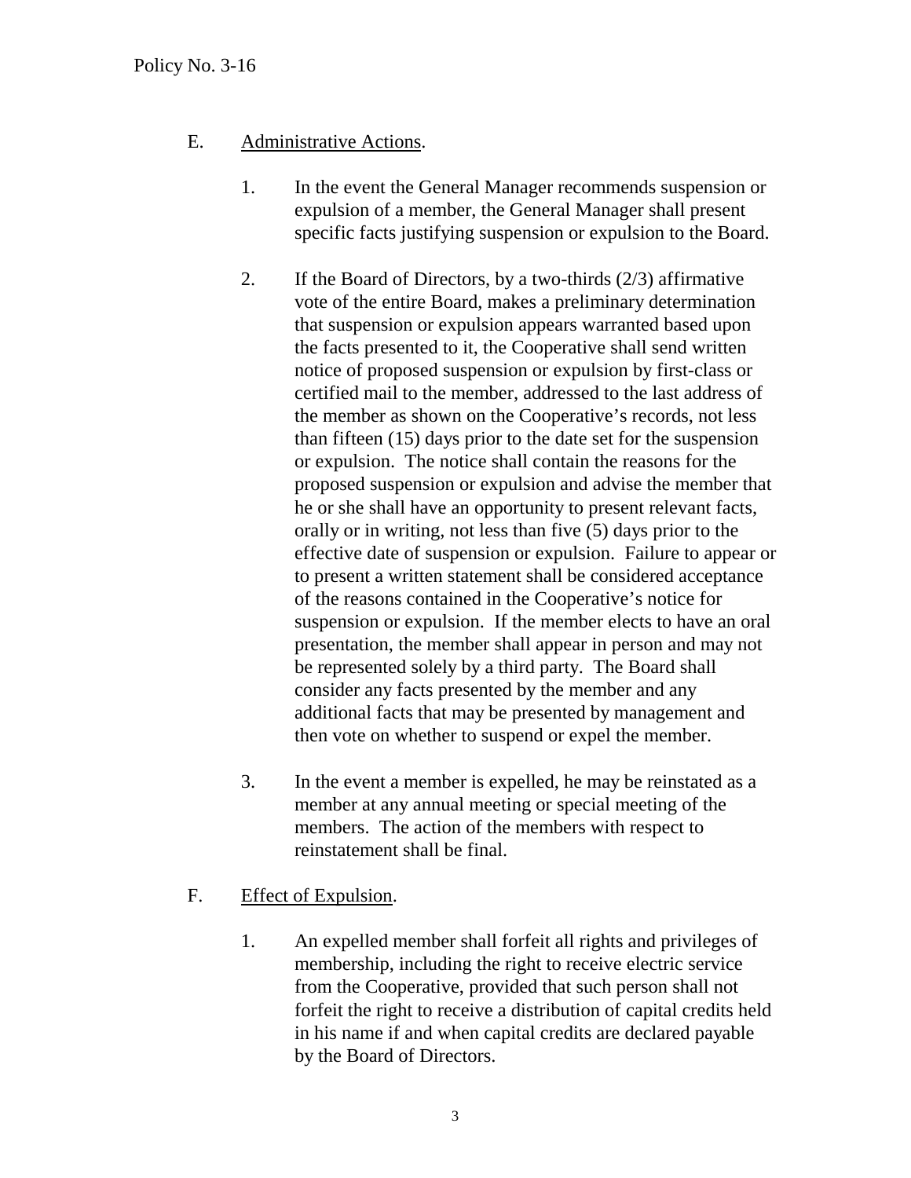E. Administrative Actions.

1. In the event the General Manager recommends suspension or expulsion of a member, the General Manager shall present specific facts justifying suspension or expulsion to the Board.

2. If the Board of Directors, by a two-thirds (2/3) affirmative vote of the entire Board, makes a preliminary determination that suspension or expulsion appears warranted based upon the facts presented to it, the Cooperative shall send written notice of proposed suspension or expulsion by first-class or certified mail to the member, addressed to the last address of the member as shown on the Cooperative's records, not less than fifteen (15) days prior to the date set for the suspension or expulsion. The notice shall contain the reasons for the proposed suspension or expulsion and advise the member that he or she shall have an opportunity to present relevant facts, orally or in writing, not less than five (5) days prior to the effective date of suspension or expulsion. Failure to appear or to present a written statement shall be considered acceptance of the reasons contained in the Cooperative's notice for suspension or expulsion. If the member elects to have an oral presentation, the member shall appear in person and may not be represented solely by a third party. The Board shall consider any facts presented by the member and any additional facts that may be presented by management and then vote on whether to suspend or expel the member.

3. In the event a member is expelled, he may be reinstated as a member at any annual meeting or special meeting of the members. The action of the members with respect to reinstatement shall be final.

F. Effect of Expulsion.

1. An expelled member shall forfeit all rights and privileges of membership, including the right to receive electric service from the Cooperative, provided that such person shall not forfeit the right to receive a distribution of capital credits held in his name if and when capital credits are declared payable by the Board of Directors.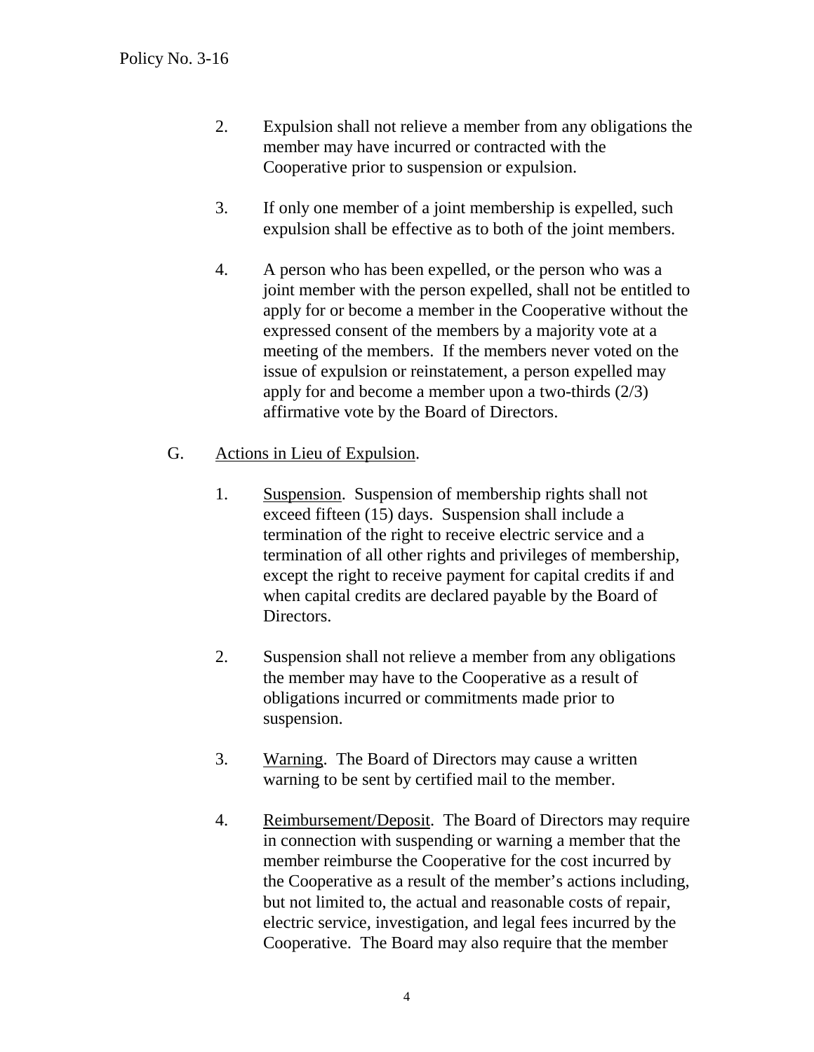2. Expulsion shall not relieve a member from any obligations the member may have incurred or contracted with the Cooperative prior to suspension or expulsion.

3. If only one member of a joint membership is expelled, such expulsion shall be effective as to both of the joint members.

4. A person who has been expelled, or the person who was a joint member with the person expelled, shall not be entitled to apply for or become a member in the Cooperative without the expressed consent of the members by a majority vote at a meeting of the members. If the members never voted on the issue of expulsion or reinstatement, a person expelled may apply for and become a member upon a two-thirds (2/3) affirmative vote by the Board of Directors.

G. Actions in Lieu of Expulsion.

1. Suspension. Suspension of membership rights shall not exceed fifteen (15) days. Suspension shall include a termination of the right to receive electric service and a termination of all other rights and privileges of membership, except the right to receive payment for capital credits if and when capital credits are declared payable by the Board of Directors.

2. Suspension shall not relieve a member from any obligations the member may have to the Cooperative as a result of obligations incurred or commitments made prior to suspension.

3. Warning. The Board of Directors may cause a written warning to be sent by certified mail to the member.

4. Reimbursement/Deposit. The Board of Directors may require in connection with suspending or warning a member that the member reimburse the Cooperative for the cost incurred by the Cooperative as a result of the member's actions including, but not limited to, the actual and reasonable costs of repair, electric service, investigation, and legal fees incurred by the Cooperative. The Board may also require that the member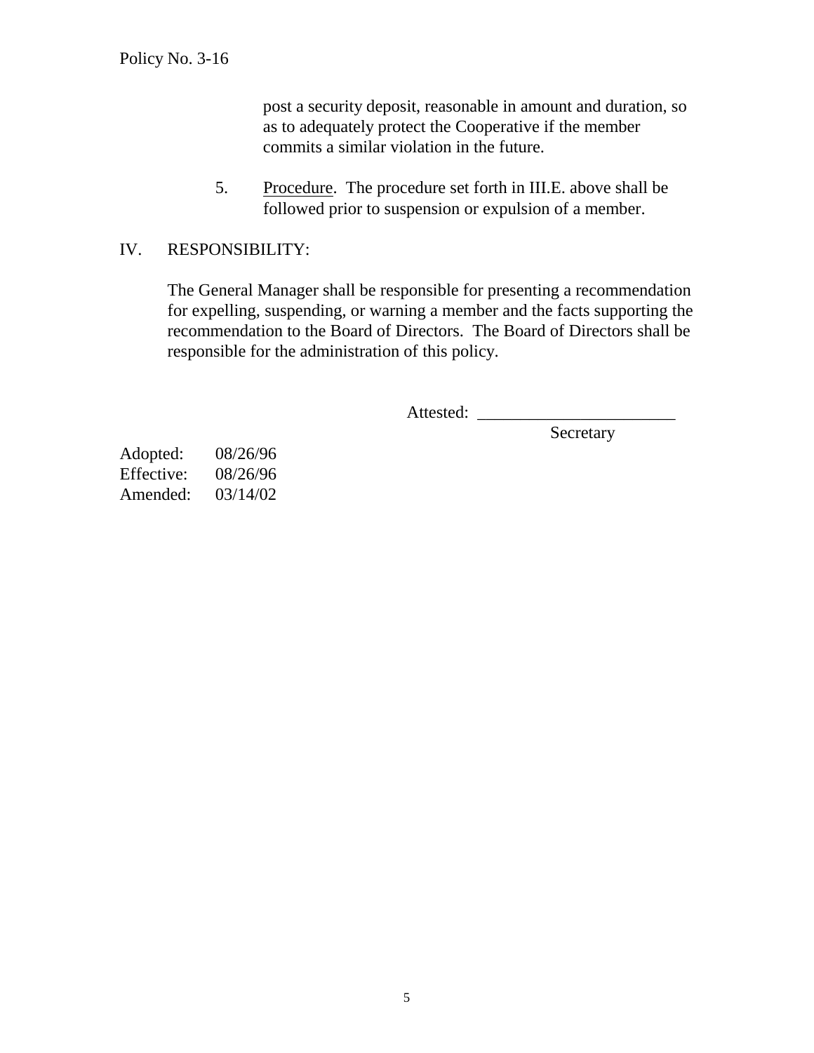post a security deposit, reasonable in amount and duration, so as to adequately protect the Cooperative if the member commits a similar violation in the future.

5. Procedure. The procedure set forth in III.E. above shall be followed prior to suspension or expulsion of a member.

## IV. RESPONSIBILITY:

The General Manager shall be responsible for presenting a recommendation for expelling, suspending, or warning a member and the facts supporting the recommendation to the Board of Directors. The Board of Directors shall be responsible for the administration of this policy.

Attested: _______________________
Secretary

Adopted: 08/26/96
Effective: 08/26/96
Amended: 03/14/02